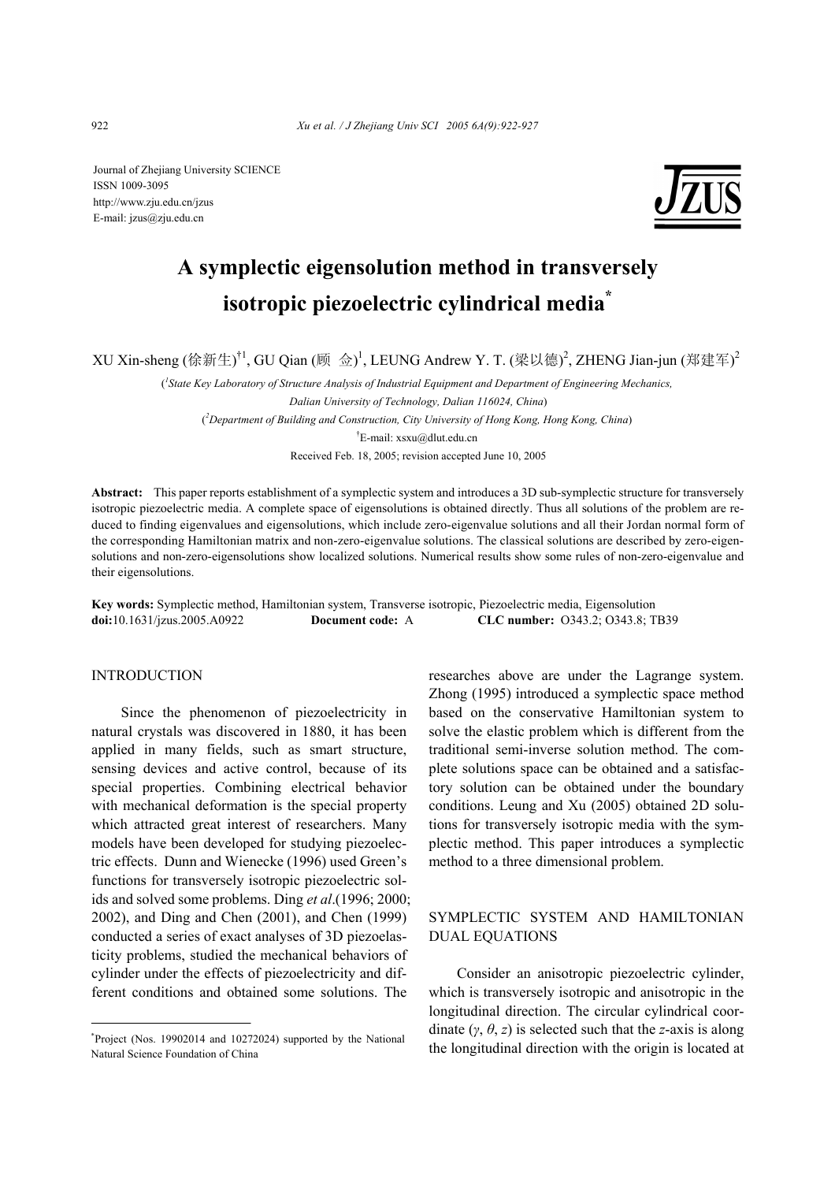Journal of Zhejiang University SCIENCE
ISSN 1009-3095
http://www.zju.edu.cn/jzus
E-mail: jzus@zju.edu.cn

# A symplectic eigensolution method in transversely isotropic piezoelectric cylindrical media*

XU Xin-sheng (徐新生)[†1], GU Qian (顾 佥)[1], LEUNG Andrew Y. T. (梁以德)[2], ZHENG Jian-jun (郑建军)[2]

([1]State Key Laboratory of Structure Analysis of Industrial Equipment and Department of Engineering Mechanics, Dalian University of Technology, Dalian 116024, China)

([2]Department of Building and Construction, City University of Hong Kong, Hong Kong, China)

[†]E-mail: xsxu@dlut.edu.cn

Received Feb. 18, 2005; revision accepted June 10, 2005

**Abstract:** This paper reports establishment of a symplectic system and introduces a 3D sub-symplectic structure for transversely isotropic piezoelectric media. A complete space of eigensolutions is obtained directly. Thus all solutions of the problem are reduced to finding eigenvalues and eigensolutions, which include zero-eigenvalue solutions and all their Jordan normal form of the corresponding Hamiltonian matrix and non-zero-eigenvalue solutions. The classical solutions are described by zero-eigen-solutions and non-zero-eigensolutions show localized solutions. Numerical results show some rules of non-zero-eigenvalue and their eigensolutions.

**Key words:** Symplectic method, Hamiltonian system, Transverse isotropic, Piezoelectric media, Eigensolution

**doi:**10.1631/jzus.2005.A0922 **Document code:** A **CLC number:** O343.2; O343.8; TB39

## INTRODUCTION

Since the phenomenon of piezoelectricity in natural crystals was discovered in 1880, it has been applied in many fields, such as smart structure, sensing devices and active control, because of its special properties. Combining electrical behavior with mechanical deformation is the special property which attracted great interest of researchers. Many models have been developed for studying piezoelectric effects. Dunn and Wienecke (1996) used Green's functions for transversely isotropic piezoelectric solids and solved some problems. Ding *et al*.(1996; 2000; 2002), and Ding and Chen (2001), and Chen (1999) conducted a series of exact analyses of 3D piezoelasticity problems, studied the mechanical behaviors of cylinder under the effects of piezoelectricity and different conditions and obtained some solutions. The researches above are under the Lagrange system. Zhong (1995) introduced a symplectic space method based on the conservative Hamiltonian system to solve the elastic problem which is different from the traditional semi-inverse solution method. The complete solutions space can be obtained and a satisfactory solution can be obtained under the boundary conditions. Leung and Xu (2005) obtained 2D solutions for transversely isotropic media with the symplectic method. This paper introduces a symplectic method to a three dimensional problem.

## SYMPLECTIC SYSTEM AND HAMILTONIAN DUAL EQUATIONS

Consider an anisotropic piezoelectric cylinder, which is transversely isotropic and anisotropic in the longitudinal direction. The circular cylindrical coordinate ($\gamma$, $\theta$, $z$) is selected such that the $z$-axis is along the longitudinal direction with the origin is located at

---

*Project (Nos. 19902014 and 10272024) supported by the National Natural Science Foundation of China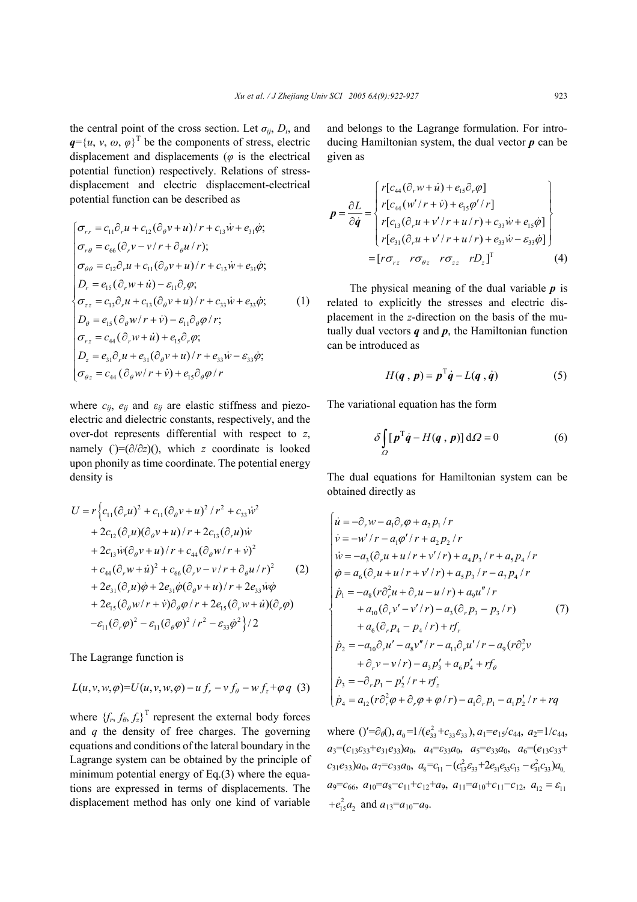the central point of the cross section. Let $\sigma_{ij}$, $D_i$, and $\boldsymbol{q}=\{u, v, \omega, \varphi\}^{\mathrm{T}}$ be the components of stress, electric displacement and displacements ($\varphi$ is the electrical potential function) respectively. Relations of stress-displacement and electric displacement-electrical potential function can be described as

$$
\begin{cases}
\sigma_{rr} = c_{11}\partial_r u + c_{12}(\partial_\theta v + u)/r + c_{13}\dot{w} + e_{31}\dot{\varphi}; \\
\sigma_{r\theta} = c_{66}(\partial_r v - v/r + \partial_\theta u/r); \\
\sigma_{\theta\theta} = c_{12}\partial_r u + c_{11}(\partial_\theta v + u)/r + c_{13}\dot{w} + e_{31}\dot{\varphi}; \\
D_r = e_{15}(\partial_r w + \dot{u}) - \varepsilon_{11}\partial_r \varphi; \\
\sigma_{zz} = c_{13}\partial_r u + c_{13}(\partial_\theta v + u)/r + c_{33}\dot{w} + e_{33}\dot{\varphi}; \\
D_\theta = e_{15}(\partial_\theta w/r + \dot{v}) - \varepsilon_{11}\partial_\theta \varphi/r; \\
\sigma_{rz} = c_{44}(\partial_r w + \dot{u}) + e_{15}\partial_r \varphi; \\
D_z = e_{31}\partial_r u + e_{31}(\partial_\theta v + u)/r + e_{33}\dot{w} - \varepsilon_{33}\dot{\varphi}; \\
\sigma_{\theta z} = c_{44}(\partial_\theta w/r + \dot{v}) + e_{15}\partial_\theta \varphi/r
\end{cases} \tag{1}
$$

where $c_{ij}$, $e_{ij}$ and $\varepsilon_{ij}$ are elastic stiffness and piezoelectric and dielectric constants, respectively, and the over-dot represents differential with respect to $z$, namely $(\dot{\ })=(\partial/\partial z)()$, which $z$ coordinate is looked upon phonily as time coordinate. The potential energy density is

$$
\begin{aligned}
U = r\Big\{ & c_{11}(\partial_r u)^2 + c_{11}(\partial_\theta v + u)^2/r^2 + c_{33}\dot{w}^2 \\
& + 2c_{12}(\partial_r u)(\partial_\theta v + u)/r + 2c_{13}(\partial_r u)\dot{w} \\
& + 2c_{13}\dot{w}(\partial_\theta v + u)/r + c_{44}(\partial_\theta w/r + \dot{v})^2 \\
& + c_{44}(\partial_r w + \dot{u})^2 + c_{66}(\partial_r v - v/r + \partial_\theta u/r)^2 \\
& + 2e_{31}(\partial_r u)\dot{\varphi} + 2e_{31}\dot{\varphi}(\partial_\theta v + u)/r + 2e_{33}\dot{w}\dot{\varphi} \\
& + 2e_{15}(\partial_\theta w/r + \dot{v})\partial_\theta \varphi/r + 2e_{15}(\partial_r w + \dot{u})(\partial_r \varphi) \\
& - \varepsilon_{11}(\partial_r \varphi)^2 - \varepsilon_{11}(\partial_\theta \varphi)^2/r^2 - \varepsilon_{33}\dot{\varphi}^2 \Big\}/2
\end{aligned} \tag{2}
$$

The Lagrange function is

$$
L(u, v, w, \varphi) = U(u, v, w, \varphi) - u\, f_r - v\, f_\theta - w\, f_z + \varphi\, q \tag{3}
$$

where $\{f_r, f_\theta, f_z\}^{\mathrm{T}}$ represent the external body forces and $q$ the density of free charges. The governing equations and conditions of the lateral boundary in the Lagrange system can be obtained by the principle of minimum potential energy of Eq.(3) where the equations are expressed in terms of displacements. The displacement method has only one kind of variable and belongs to the Lagrange formulation. For introducing Hamiltonian system, the dual vector $\boldsymbol{p}$ can be given as

$$
\boldsymbol{p} = \frac{\partial L}{\partial \dot{\boldsymbol{q}}} = \begin{Bmatrix}
r[c_{44}(\partial_r w + \dot{u}) + e_{15}\partial_r \varphi] \\
r[c_{44}(w'/r + \dot{v}) + e_{15}\varphi'/r] \\
r[c_{13}(\partial_r u + v'/r + u/r) + c_{33}\dot{w} + e_{15}\dot{\varphi}] \\
r[e_{31}(\partial_r u + v'/r + u/r) + e_{33}\dot{w} - \varepsilon_{33}\dot{\varphi}]
\end{Bmatrix} = [r\sigma_{rz} \quad r\sigma_{\theta z} \quad r\sigma_{zz} \quad rD_z]^{\mathrm{T}} \tag{4}
$$

The physical meaning of the dual variable $\boldsymbol{p}$ is related to explicitly the stresses and electric displacement in the $z$-direction on the basis of the mutually dual vectors $\boldsymbol{q}$ and $\boldsymbol{p}$, the Hamiltonian function can be introduced as

$$
H(\boldsymbol{q}\,,\, \boldsymbol{p}) = \boldsymbol{p}^{\mathrm{T}}\dot{\boldsymbol{q}} - L(\boldsymbol{q}\,,\, \dot{\boldsymbol{q}}) \tag{5}
$$

The variational equation has the form

$$
\delta \int_{\Omega} [\boldsymbol{p}^{\mathrm{T}}\dot{\boldsymbol{q}} - H(\boldsymbol{q}\,,\, \boldsymbol{p})]\, \mathrm{d}\Omega = 0 \tag{6}
$$

The dual equations for Hamiltonian system can be obtained directly as

$$
\begin{cases}
\dot{u} = -\partial_r w - a_1\partial_r \varphi + a_2 p_1/r \\
\dot{v} = -w'/r - a_1\varphi'/r + a_2 p_2/r \\
\dot{w} = -a_3(\partial_r u + u/r + v'/r) + a_4 p_3/r + a_5 p_4/r \\
\dot{\varphi} = a_6(\partial_r u + u/r + v'/r) + a_5 p_3/r - a_7 p_4/r \\
\dot{p}_1 = -a_8(r\partial_r^2 u + \partial_r u - u/r) + a_9 u''/r \\
\qquad + a_{10}(\partial_r v' - v'/r) - a_3(\partial_r p_3 - p_3/r) \\
\qquad + a_6(\partial_r p_4 - p_4/r) + rf_r \\
\dot{p}_2 = -a_{10}\partial_r u' - a_8 v''/r - a_{11}\partial_r u'/r - a_9(r\partial_r^2 v \\
\qquad + \partial_r v - v/r) - a_3 p_3' + a_6 p_4' + rf_\theta \\
\dot{p}_3 = -\partial_r p_1 - p_2'/r + rf_z \\
\dot{p}_4 = a_{12}(r\partial_r^2 \varphi + \partial_r \varphi + \varphi/r) - a_1\partial_r p_1 - a_1 p_2'/r + rq
\end{cases} \tag{7}
$$

where $()'=\partial_\theta()$, $a_0=1/(e_{33}^2+c_{33}\varepsilon_{33})$, $a_1=e_{15}/c_{44}$, $a_2=1/c_{44}$, $a_3=(c_{13}\varepsilon_{33}+e_{31}e_{33})a_0$, $a_4=\varepsilon_{33}a_0$, $a_5=e_{33}a_0$, $a_6=(e_{13}c_{33}+c_{31}e_{33})a_0$, $a_7=c_{33}a_0$, $a_8=c_{11}-(c_{13}^2\varepsilon_{33}+2e_{31}e_{33}c_{13}-e_{31}^2c_{33})a_0$, $a_9=c_{66}$, $a_{10}=a_8-c_{11}+c_{12}+a_9$, $a_{11}=a_{10}+c_{11}-c_{12}$, $a_{12}=\varepsilon_{11}+e_{15}^2a_2$ and $a_{13}=a_{10}-a_9$.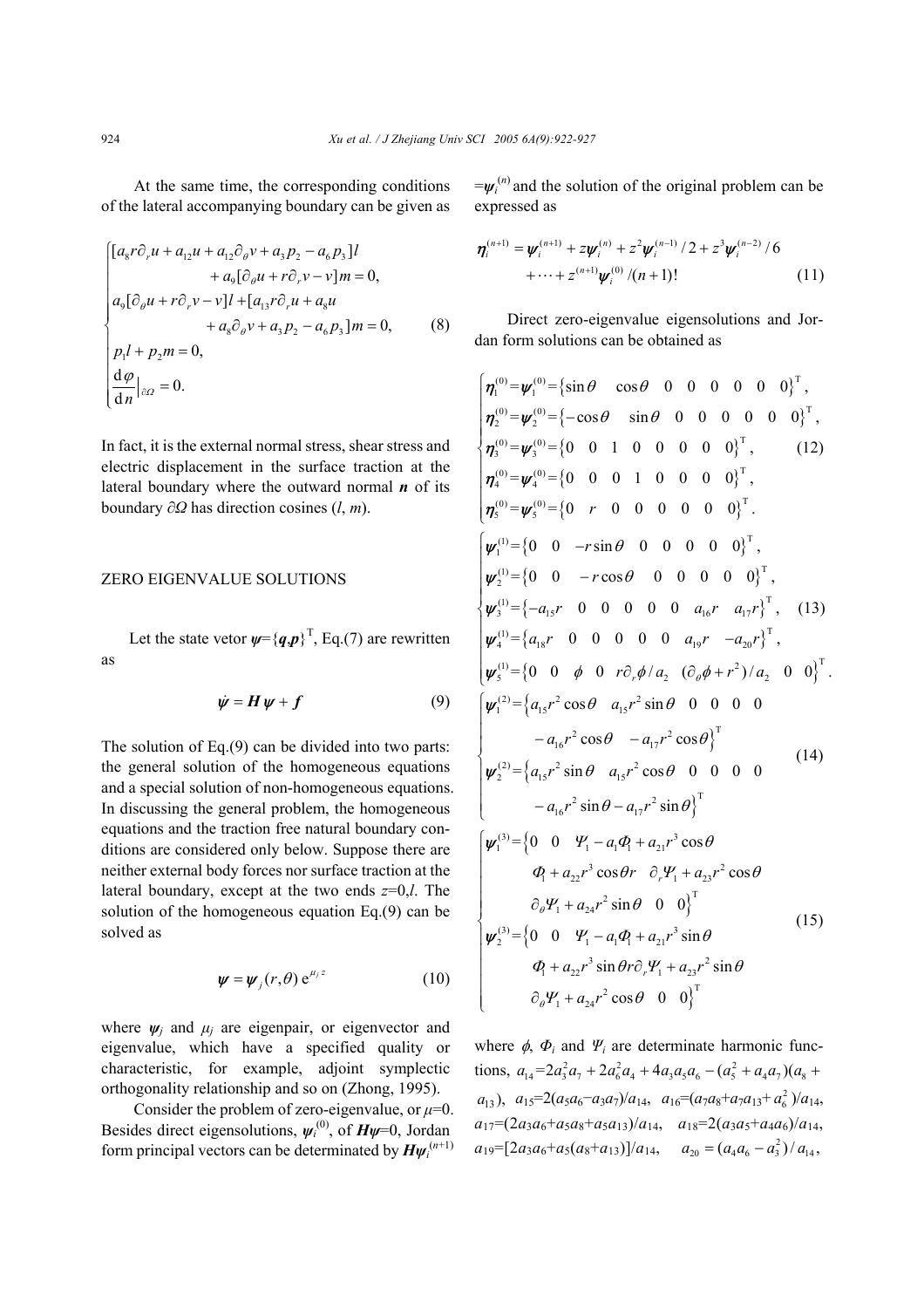At the same time, the corresponding conditions of the lateral accompanying boundary can be given as

$$
\begin{cases}
[a_8 r\partial_r u + a_{12}u + a_{12}\partial_\theta v + a_3 p_2 - a_6 p_3]l \\
\qquad + a_9[\partial_\theta u + r\partial_r v - v]m = 0, \\
a_9[\partial_\theta u + r\partial_r v - v]l + [a_{13} r\partial_r u + a_8 u \\
\qquad + a_8\partial_\theta v + a_3 p_2 - a_6 p_3]m = 0, \\
p_1 l + p_2 m = 0, \\
\dfrac{\mathrm{d}\varphi}{\mathrm{d}n}\Big|_{\partial\Omega} = 0.
\end{cases}
\tag{8}
$$

In fact, it is the external normal stress, shear stress and electric displacement in the surface traction at the lateral boundary where the outward normal $\boldsymbol{n}$ of its boundary $\partial\Omega$ has direction cosines $(l, m)$.

## ZERO EIGENVALUE SOLUTIONS

Let the state vetor $\boldsymbol{\psi}=\{\boldsymbol{q},\boldsymbol{p}\}^{\mathrm{T}}$, Eq.(7) are rewritten as

$$
\dot{\boldsymbol{\psi}} = \boldsymbol{H}\boldsymbol{\psi} + \boldsymbol{f} \tag{9}
$$

The solution of Eq.(9) can be divided into two parts: the general solution of the homogeneous equations and a special solution of non-homogeneous equations. In discussing the general problem, the homogeneous equations and the traction free natural boundary conditions are considered only below. Suppose there are neither external body forces nor surface traction at the lateral boundary, except at the two ends $z$=0,$l$. The solution of the homogeneous equation Eq.(9) can be solved as

$$
\boldsymbol{\psi} = \boldsymbol{\psi}_j(r,\theta)\,\mathrm{e}^{\mu_j z} \tag{10}
$$

where $\boldsymbol{\psi}_j$ and $\mu_j$ are eigenpair, or eigenvector and eigenvalue, which have a specified quality or characteristic, for example, adjoint symplectic orthogonality relationship and so on (Zhong, 1995).

Consider the problem of zero-eigenvalue, or $\mu$=0. Besides direct eigensolutions, $\boldsymbol{\psi}_i^{(0)}$, of $\boldsymbol{H}\boldsymbol{\psi}$=0, Jordan form principal vectors can be determinated by $\boldsymbol{H}\boldsymbol{\psi}_i^{(n+1)}=\boldsymbol{\psi}_i^{(n)}$ and the solution of the original problem can be expressed as

$$
\boldsymbol{\eta}_i^{(n+1)} = \boldsymbol{\psi}_i^{(n+1)} + z\boldsymbol{\psi}_i^{(n)} + z^2\boldsymbol{\psi}_i^{(n-1)}/2 + z^3\boldsymbol{\psi}_i^{(n-2)}/6 + \cdots + z^{(n+1)}\boldsymbol{\psi}_i^{(0)}/(n+1)! \tag{11}
$$

Direct zero-eigenvalue eigensolutions and Jordan form solutions can be obtained as

$$
\begin{cases}
\boldsymbol{\eta}_1^{(0)}=\boldsymbol{\psi}_1^{(0)}=\{\sin\theta \quad \cos\theta \quad 0 \quad 0 \quad 0 \quad 0 \quad 0 \quad 0\}^{\mathrm{T}}, \\
\boldsymbol{\eta}_2^{(0)}=\boldsymbol{\psi}_2^{(0)}=\{-\cos\theta \quad \sin\theta \quad 0 \quad 0 \quad 0 \quad 0 \quad 0 \quad 0\}^{\mathrm{T}}, \\
\boldsymbol{\eta}_3^{(0)}=\boldsymbol{\psi}_3^{(0)}=\{0 \quad 0 \quad 1 \quad 0 \quad 0 \quad 0 \quad 0 \quad 0\}^{\mathrm{T}}, \\
\boldsymbol{\eta}_4^{(0)}=\boldsymbol{\psi}_4^{(0)}=\{0 \quad 0 \quad 0 \quad 1 \quad 0 \quad 0 \quad 0 \quad 0\}^{\mathrm{T}}, \\
\boldsymbol{\eta}_5^{(0)}=\boldsymbol{\psi}_5^{(0)}=\{0 \quad r \quad 0 \quad 0 \quad 0 \quad 0 \quad 0 \quad 0\}^{\mathrm{T}}.
\end{cases}
\tag{12}
$$

$$
\begin{cases}
\boldsymbol{\psi}_1^{(1)}=\{0 \quad 0 \quad -r\sin\theta \quad 0 \quad 0 \quad 0 \quad 0 \quad 0\}^{\mathrm{T}}, \\
\boldsymbol{\psi}_2^{(1)}=\{0 \quad 0 \quad -r\cos\theta \quad 0 \quad 0 \quad 0 \quad 0 \quad 0\}^{\mathrm{T}}, \\
\boldsymbol{\psi}_3^{(1)}=\{-a_{15}r \quad 0 \quad 0 \quad 0 \quad 0 \quad 0 \quad a_{16}r \quad a_{17}r\}^{\mathrm{T}}, \\
\boldsymbol{\psi}_4^{(1)}=\{a_{18}r \quad 0 \quad 0 \quad 0 \quad 0 \quad 0 \quad a_{19}r \quad -a_{20}r\}^{\mathrm{T}}, \\
\boldsymbol{\psi}_5^{(1)}=\{0 \quad 0 \quad \phi \quad 0 \quad r\partial_r\phi/a_2 \quad (\partial_\theta\phi+r^2)/a_2 \quad 0 \quad 0\}^{\mathrm{T}}.
\end{cases}
\tag{13}
$$

$$
\begin{cases}
\boldsymbol{\psi}_1^{(2)}=\{a_{15}r^2\cos\theta \quad a_{15}r^2\sin\theta \quad 0 \quad 0 \quad 0 \quad 0 \\
\qquad -a_{16}r^2\cos\theta \quad -a_{17}r^2\cos\theta\}^{\mathrm{T}} \\
\boldsymbol{\psi}_2^{(2)}=\{a_{15}r^2\sin\theta \quad a_{15}r^2\cos\theta \quad 0 \quad 0 \quad 0 \quad 0 \\
\qquad -a_{16}r^2\sin\theta - a_{17}r^2\sin\theta\}^{\mathrm{T}}
\end{cases}
\tag{14}
$$

$$
\begin{cases}
\boldsymbol{\psi}_1^{(3)}=\{0 \quad 0 \quad \Psi_1 - a_1\Phi_1 + a_{21}r^3\cos\theta \\
\qquad \Phi_1 + a_{22}r^3\cos\theta r \quad \partial_r\Psi_1 + a_{23}r^2\cos\theta \\
\qquad \partial_\theta\Psi_1 + a_{24}r^2\sin\theta \quad 0 \quad 0\}^{\mathrm{T}} \\
\boldsymbol{\psi}_2^{(3)}=\{0 \quad 0 \quad \Psi_1 - a_1\Phi_1 + a_{21}r^3\sin\theta \\
\qquad \Phi_1 + a_{22}r^3\sin\theta r\partial_r\Psi_1 + a_{23}r^2\sin\theta \\
\qquad \partial_\theta\Psi_1 + a_{24}r^2\cos\theta \quad 0 \quad 0\}^{\mathrm{T}}
\end{cases}
\tag{15}
$$

where $\phi$, $\Phi_i$ and $\Psi_i$ are determinate harmonic functions, $a_{14}=2a_3^2a_7+2a_6^2a_4+4a_3a_5a_6-(a_5^2+a_4a_7)(a_8+a_{13})$, $a_{15}=2(a_5a_6-a_3a_7)/a_{14}$, $a_{16}=(a_7a_8+a_7a_{13}+a_6^2)/a_{14}$, $a_{17}=(2a_3a_6+a_5a_8+a_5a_{13})/a_{14}$, $a_{18}=2(a_3a_5+a_4a_6)/a_{14}$, $a_{19}=[2a_3a_6+a_5(a_8+a_{13})]/a_{14}$, $a_{20}=(a_4a_6-a_3^2)/a_{14}$,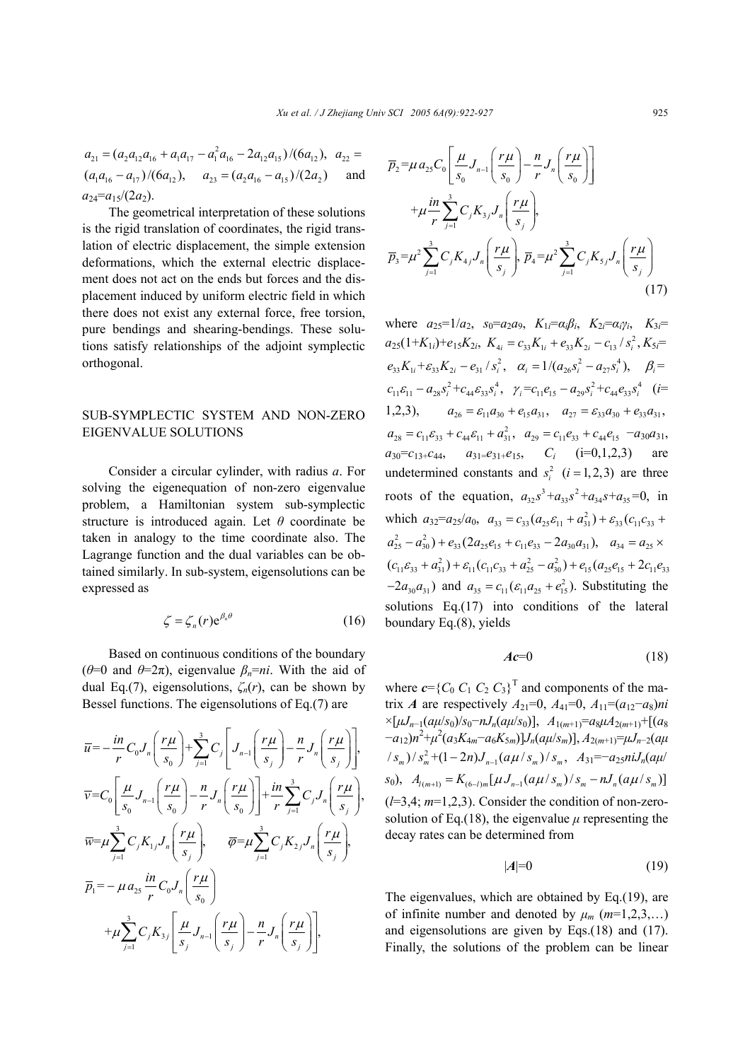$a_{21}=(a_2a_{12}a_{16}+a_1a_{17}-a_1^2a_{16}-2a_{12}a_{15})/(6a_{12})$, $a_{22}=(a_1a_{16}-a_{17})/(6a_{12})$, $a_{23}=(a_2a_{16}-a_{15})/(2a_2)$ and $a_{24}=a_{15}/(2a_2)$.

The geometrical interpretation of these solutions is the rigid translation of coordinates, the rigid translation of electric displacement, the simple extension deformations, which the external electric displacement does not act on the ends but forces and the displacement induced by uniform electric field in which there does not exist any external force, free torsion, pure bendings and shearing-bendings. These solutions satisfy relationships of the adjoint symplectic orthogonal.

## SUB-SYMPLECTIC SYSTEM AND NON-ZERO EIGENVALUE SOLUTIONS

Consider a circular cylinder, with radius $a$. For solving the eigenequation of non-zero eigenvalue problem, a Hamiltonian system sub-symplectic structure is introduced again. Let $\theta$ coordinate be taken in analogy to the time coordinate also. The Lagrange function and the dual variables can be obtained similarly. In sub-system, eigensolutions can be expressed as

$$\zeta=\zeta_n(r)\mathrm{e}^{\beta_n\theta} \tag{16}$$

Based on continuous conditions of the boundary ($\theta$=0 and $\theta$=2π), eigenvalue $\beta_n=ni$. With the aid of dual Eq.(7), eigensolutions, $\zeta_n(r)$, can be shown by Bessel functions. The eigensolutions of Eq.(7) are

$$
\begin{aligned}
\overline{u}&=-\frac{in}{r}C_0J_n\left(\frac{r\mu}{s_0}\right)+\sum_{j=1}^{3}C_j\left[J_{n-1}\left(\frac{r\mu}{s_j}\right)-\frac{n}{r}J_n\left(\frac{r\mu}{s_j}\right)\right],\\
\overline{v}&=C_0\left[\frac{\mu}{s_0}J_{n-1}\left(\frac{r\mu}{s_0}\right)-\frac{n}{r}J_n\left(\frac{r\mu}{s_0}\right)\right]+\frac{in}{r}\sum_{j=1}^{3}C_jJ_n\left(\frac{r\mu}{s_j}\right),\\
\overline{w}&=\mu\sum_{j=1}^{3}C_jK_{1j}J_n\left(\frac{r\mu}{s_j}\right),\qquad \overline{\varphi}=\mu\sum_{j=1}^{3}C_jK_{2j}J_n\left(\frac{r\mu}{s_j}\right),\\
\overline{p}_1&=-\mu a_{25}\frac{in}{r}C_0J_n\left(\frac{r\mu}{s_0}\right)+\mu\sum_{j=1}^{3}C_jK_{3j}\left[\frac{\mu}{s_j}J_{n-1}\left(\frac{r\mu}{s_j}\right)-\frac{n}{r}J_n\left(\frac{r\mu}{s_j}\right)\right],\\
\overline{p}_2&=\mu a_{25}C_0\left[\frac{\mu}{s_0}J_{n-1}\left(\frac{r\mu}{s_0}\right)-\frac{n}{r}J_n\left(\frac{r\mu}{s_0}\right)\right]+\mu\frac{in}{r}\sum_{j=1}^{3}C_jK_{3j}J_n\left(\frac{r\mu}{s_j}\right),\\
\overline{p}_3&=\mu^2\sum_{j=1}^{3}C_jK_{4j}J_n\left(\frac{r\mu}{s_j}\right),\ \overline{p}_4=\mu^2\sum_{j=1}^{3}C_jK_{5j}J_n\left(\frac{r\mu}{s_j}\right)
\end{aligned}
\tag{17}
$$

where $a_{25}=1/a_2$, $s_0=a_2a_9$, $K_{1i}=\alpha_i\beta_i$, $K_{2i}=\alpha_i\gamma_i$, $K_{3i}=a_{25}(1+K_{1i})+e_{15}K_{2i}$, $K_{4i}=c_{33}K_{1i}+e_{33}K_{2i}-c_{13}/s_i^2$, $K_{5i}=e_{33}K_{1i}+\varepsilon_{33}K_{2i}-e_{31}/s_i^2$, $\alpha_i=1/(a_{26}s_i^2-a_{27}s_i^4)$, $\beta_i=c_{11}\varepsilon_{11}-a_{28}s_i^2+c_{44}\varepsilon_{33}s_i^4$, $\gamma_i=c_{11}e_{15}-a_{29}s_i^2+c_{44}e_{33}s_i^4$ ($i$=1,2,3), $a_{26}=\varepsilon_{11}a_{30}+e_{15}a_{31}$, $a_{27}=\varepsilon_{33}a_{30}+e_{33}a_{31}$, $a_{28}=c_{11}\varepsilon_{33}+c_{44}\varepsilon_{11}+a_{31}^2$, $a_{29}=c_{11}e_{33}+c_{44}e_{15}-a_{30}a_{31}$, $a_{30}=c_{13}+c_{44}$, $a_{31}=e_{31}+e_{15}$, $C_i$ (i=0,1,2,3) are undetermined constants and $s_i^2$ $(i=1,2,3)$ are three roots of the equation, $a_{32}s^3+a_{33}s^2+a_{34}s+a_{35}=0$, in which $a_{32}=a_{25}/a_0$, $a_{33}=c_{33}(a_{25}\varepsilon_{11}+a_{31}^2)+\varepsilon_{33}(c_{11}c_{33}+a_{25}^2-a_{30}^2)+e_{33}(2a_{25}e_{15}+c_{11}e_{33}-2a_{30}a_{31})$, $a_{34}=a_{25}\times(c_{11}\varepsilon_{33}+a_{31}^2)+\varepsilon_{11}(c_{11}c_{33}+a_{25}^2-a_{30}^2)+e_{15}(a_{25}e_{15}+2c_{11}e_{33}-2a_{30}a_{31})$ and $a_{35}=c_{11}(\varepsilon_{11}a_{25}+e_{15}^2)$. Substituting the solutions Eq.(17) into conditions of the lateral boundary Eq.(8), yields

$$\boldsymbol{Ac}=0 \tag{18}$$

where $\boldsymbol{c}=\{C_0\ C_1\ C_2\ C_3\}^{\mathrm{T}}$ and components of the matrix $\boldsymbol{A}$ are respectively $A_{21}=0$, $A_{41}=0$, $A_{11}=(a_{12}-a_8)ni\times[\mu J_{n-1}(a\mu/s_0)/s_0-nJ_n(a\mu/s_0)]$, $A_{1(m+1)}=a_8\mu A_{2(m+1)}+[(a_8-a_{12})n^2+\mu^2(a_3K_{4m}-a_6K_{5m})]J_n(a\mu/s_m)$, $A_{2(m+1)}=\mu J_{n-2}(a\mu/s_m)/s_m^2+(1-2n)J_{n-1}(a\mu/s_m)/s_m$, $A_{31}=-a_{25}niJ_n(a\mu/s_0)$, $A_{l(m+1)}=K_{(6-l)m}[\mu J_{n-1}(a\mu/s_m)/s_m-nJ_n(a\mu/s_m)]$ ($l$=3,4; $m$=1,2,3). Consider the condition of non-zero-solution of Eq.(18), the eigenvalue $\mu$ representing the decay rates can be determined from

$$|\boldsymbol{A}|=0 \tag{19}$$

The eigenvalues, which are obtained by Eq.(19), are of infinite number and denoted by $\mu_m$ ($m$=1,2,3,…) and eigensolutions are given by Eqs.(18) and (17). Finally, the solutions of the problem can be linear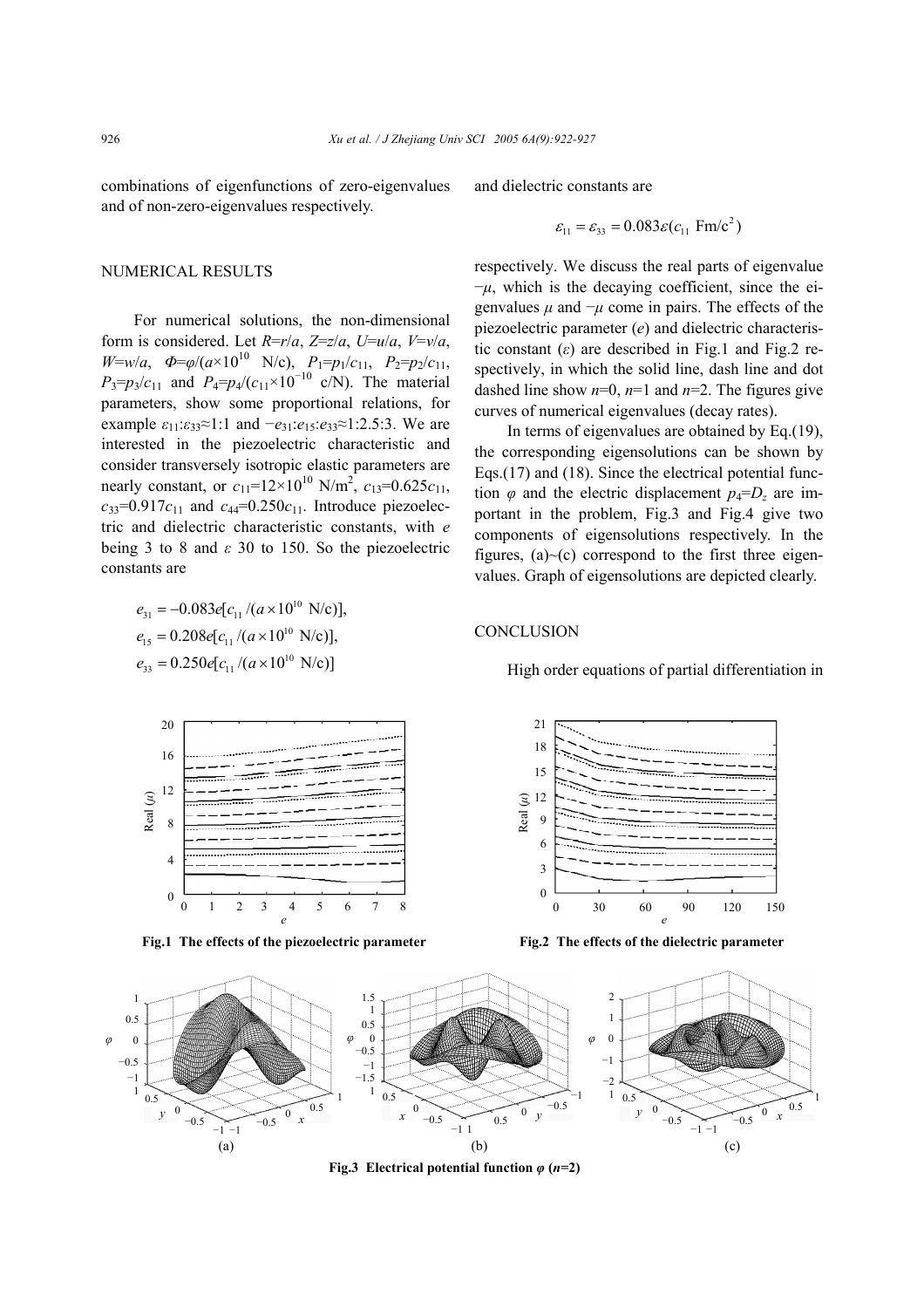combinations of eigenfunctions of zero-eigenvalues and of non-zero-eigenvalues respectively.

## NUMERICAL RESULTS

For numerical solutions, the non-dimensional form is considered. Let $R=r/a$, $Z=z/a$, $U=u/a$, $V=v/a$, $W=w/a$, $\Phi=\varphi/(a\times10^{10}$ N/c), $P_1=p_1/c_{11}$, $P_2=p_2/c_{11}$, $P_3=p_3/c_{11}$ and $P_4=p_4/(c_{11}\times10^{-10}$ c/N). The material parameters, show some proportional relations, for example $\varepsilon_{11}:\varepsilon_{33}\approx1:1$ and $-e_{31}:e_{15}:e_{33}\approx1:2.5:3$. We are interested in the piezoelectric characteristic and consider transversely isotropic elastic parameters are nearly constant, or $c_{11}=12\times10^{10}$ N/m$^2$, $c_{13}=0.625c_{11}$, $c_{33}=0.917c_{11}$ and $c_{44}=0.250c_{11}$. Introduce piezoelectric and dielectric characteristic constants, with $e$ being 3 to 8 and $\varepsilon$ 30 to 150. So the piezoelectric constants are

$$e_{31}=-0.083e[c_{11}/(a\times10^{10}\ \text{N/c})],$$
$$e_{15}=0.208e[c_{11}/(a\times10^{10}\ \text{N/c})],$$
$$e_{33}=0.250e[c_{11}/(a\times10^{10}\ \text{N/c})]$$

and dielectric constants are

$$\varepsilon_{11}=\varepsilon_{33}=0.083\varepsilon(c_{11}\ \text{Fm/c}^2)$$

respectively. We discuss the real parts of eigenvalue $-\mu$, which is the decaying coefficient, since the eigenvalues $\mu$ and $-\mu$ come in pairs. The effects of the piezoelectric parameter ($e$) and dielectric characteristic constant ($\varepsilon$) are described in Fig.1 and Fig.2 respectively, in which the solid line, dash line and dot dashed line show $n$=0, $n$=1 and $n$=2. The figures give curves of numerical eigenvalues (decay rates).

In terms of eigenvalues are obtained by Eq.(19), the corresponding eigensolutions can be shown by Eqs.(17) and (18). Since the electrical potential function $\varphi$ and the electric displacement $p_4=D_z$ are important in the problem, Fig.3 and Fig.4 give two components of eigensolutions respectively. In the figures, (a)~(c) correspond to the first three eigenvalues. Graph of eigensolutions are depicted clearly.

**Fig.1 The effects of the piezoelectric parameter**

**Fig.2 The effects of the dielectric parameter**

**Fig.3 Electrical potential function $\varphi$ ($n$=2)**

## CONCLUSION

High order equations of partial differentiation in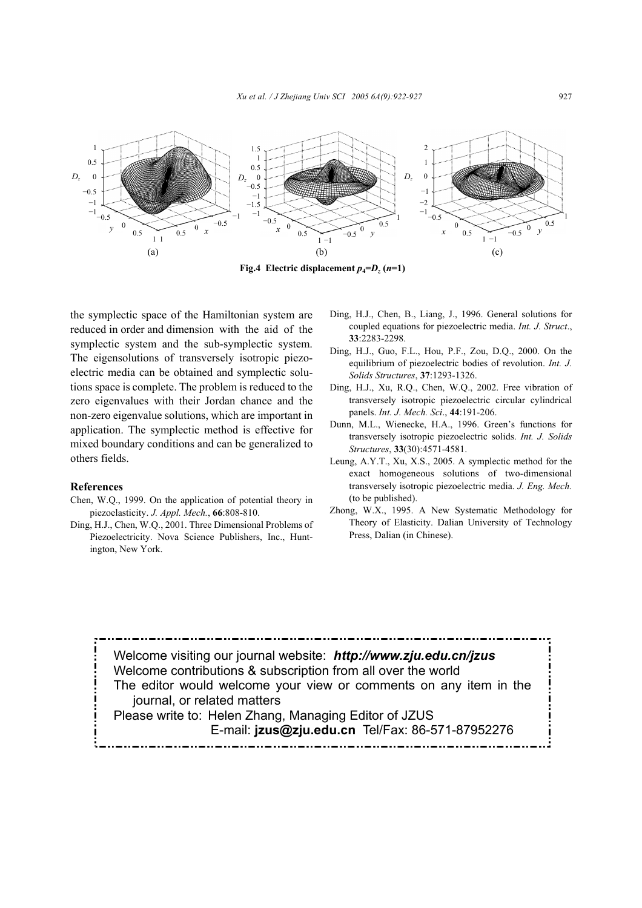1
0.5
$D_z$ 0
−0.5
−1
−1
−0.5
$y$ 0
0.5
1 1
0.5
0 $x$
−0.5
−1

(a)

1.5
1
0.5
$D_z$ 0
−0.5
−1
−1.5
−1
−0.5
$x$ 0
0.5
1 −1
−0.5
0 $y$
0.5
1

(b)

2
1
$D_z$ 0
−1
−2
−1
−0.5
$x$ 0
0.5
1 −1
−0.5
0 $y$
0.5
1

(c)

**Fig.4 Electric displacement $p_4$=$D_z$ ($n$=1)**

the symplectic space of the Hamiltonian system are reduced in order and dimension with the aid of the symplectic system and the sub-symplectic system. The eigensolutions of transversely isotropic piezoelectric media can be obtained and symplectic solutions space is complete. The problem is reduced to the zero eigenvalues with their Jordan chance and the non-zero eigenvalue solutions, which are important in application. The symplectic method is effective for mixed boundary conditions and can be generalized to others fields.

## References

Chen, W.Q., 1999. On the application of potential theory in piezoelasticity. *J. Appl. Mech.*, **66**:808-810.

Ding, H.J., Chen, W.Q., 2001. Three Dimensional Problems of Piezoelectricity. Nova Science Publishers, Inc., Huntington, New York.

Ding, H.J., Chen, B., Liang, J., 1996. General solutions for coupled equations for piezoelectric media. *Int. J. Struct*., **33**:2283-2298.

Ding, H.J., Guo, F.L., Hou, P.F., Zou, D.Q., 2000. On the equilibrium of piezoelectric bodies of revolution. *Int. J. Solids Structures*, **37**:1293-1326.

Ding, H.J., Xu, R.Q., Chen, W.Q., 2002. Free vibration of transversely isotropic piezoelectric circular cylindrical panels. *Int. J. Mech. Sci*., **44**:191-206.

Dunn, M.L., Wienecke, H.A., 1996. Green's functions for transversely isotropic piezoelectric solids. *Int. J. Solids Structures*, **33**(30):4571-4581.

Leung, A.Y.T., Xu, X.S., 2005. A symplectic method for the exact homogeneous solutions of two-dimensional transversely isotropic piezoelectric media. *J. Eng. Mech.* (to be published).

Zhong, W.X., 1995. A New Systematic Methodology for Theory of Elasticity. Dalian University of Technology Press, Dalian (in Chinese).

Welcome visiting our journal website: ***http://www.zju.edu.cn/jzus***
Welcome contributions & subscription from all over the world
The editor would welcome your view or comments on any item in the journal, or related matters
Please write to: Helen Zhang, Managing Editor of JZUS
E-mail: **jzus@zju.edu.cn** Tel/Fax: 86-571-87952276